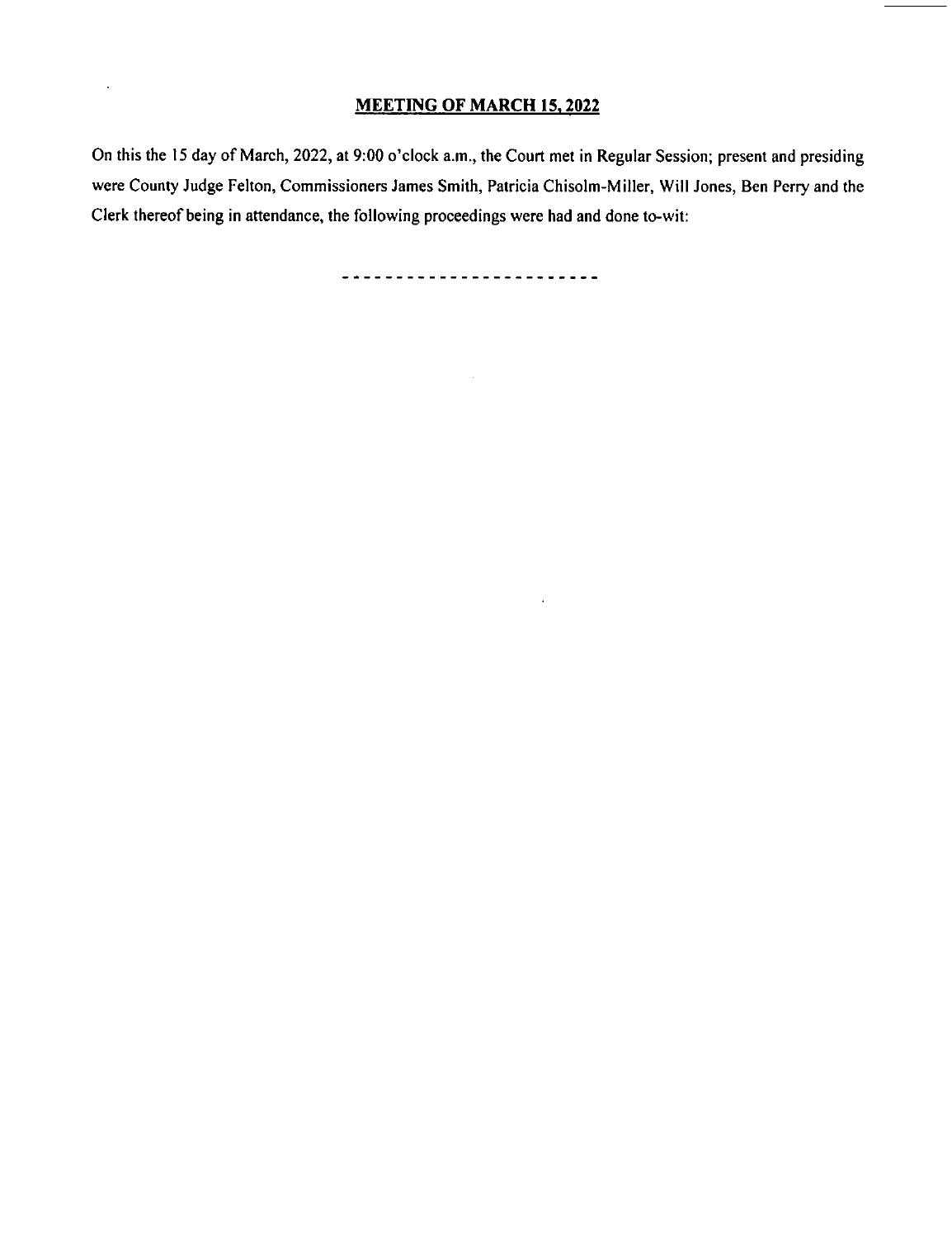**MEETING OF MARCH 15, 2022**

On this the 15 day of March, 2022, at 9:00 o'clock a.m., the Court met in Regular Session; present and presiding were County Judge Felton, Commissioners James Smith, Patricia Chisolm-Miller, Will Jones, Ben Perry and the Clerk thereof being in attendance, the following proceedings were had and done to-wit:

\- - - - - - - - - - - - - - - - - - - - - - - -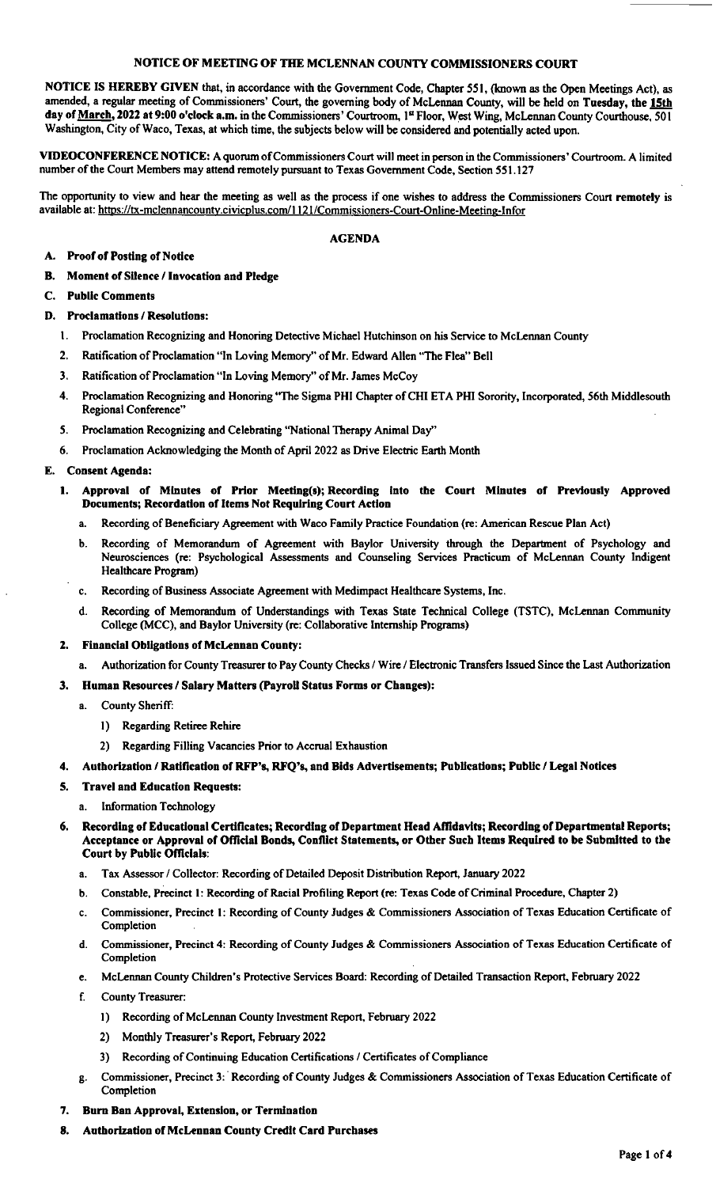## NOTICE OF MEETING OF THE MCLENNAN COUNTY COMMISSIONERS COURT

**NOTICE IS HEREBY GIVEN** that, in accordance with the Government Code, Chapter 551, (known as the Open Meetings Act), as amended, a regular meeting of Commissioners' Court, the governing body of McLennan County, will be held on **Tuesday, the 15th day of March, 2022 at 9:00 o'clock a.m.** in the Commissioners' Courtroom, 1st Floor, West Wing, McLennan County Courthouse, 501 Washington, City of Waco, Texas, at which time, the subjects below will be considered and potentially acted upon.

**VIDEOCONFERENCE NOTICE:** A quorum of Commissioners Court will meet in person in the Commissioners' Courtroom. A limited number of the Court Members may attend remotely pursuant to Texas Government Code, Section 551.127

The opportunity to view and hear the meeting as well as the process if one wishes to address the Commissioners Court **remotely** is available at: https://tx-mclennancounty.civicplus.com/1121/Commissioners-Court-Online-Meeting-Infor

## AGENDA

**A. Proof of Posting of Notice**

**B. Moment of Silence / Invocation and Pledge**

**C. Public Comments**

**D. Proclamations / Resolutions:**

1. Proclamation Recognizing and Honoring Detective Michael Hutchinson on his Service to McLennan County
2. Ratification of Proclamation "In Loving Memory" of Mr. Edward Allen "The Flea" Bell
3. Ratification of Proclamation "In Loving Memory" of Mr. James McCoy
4. Proclamation Recognizing and Honoring "The Sigma PHI Chapter of CHI ETA PHI Sorority, Incorporated, 56th Middlesouth Regional Conference"
5. Proclamation Recognizing and Celebrating "National Therapy Animal Day"
6. Proclamation Acknowledging the Month of April 2022 as Drive Electric Earth Month

**E. Consent Agenda:**

1. **Approval of Minutes of Prior Meeting(s); Recording into the Court Minutes of Previously Approved Documents; Recordation of Items Not Requiring Court Action**
   - a. Recording of Beneficiary Agreement with Waco Family Practice Foundation (re: American Rescue Plan Act)
   - b. Recording of Memorandum of Agreement with Baylor University through the Department of Psychology and Neurosciences (re: Psychological Assessments and Counseling Services Practicum of McLennan County Indigent Healthcare Program)
   - c. Recording of Business Associate Agreement with Medimpact Healthcare Systems, Inc.
   - d. Recording of Memorandum of Understandings with Texas State Technical College (TSTC), McLennan Community College (MCC), and Baylor University (re: Collaborative Internship Programs)
2. **Financial Obligations of McLennan County:**
   - a. Authorization for County Treasurer to Pay County Checks / Wire / Electronic Transfers Issued Since the Last Authorization
3. **Human Resources / Salary Matters (Payroll Status Forms or Changes):**
   - a. County Sheriff:
     - 1) Regarding Retiree Rehire
     - 2) Regarding Filling Vacancies Prior to Accrual Exhaustion
4. **Authorization / Ratification of RFP's, RFQ's, and Bids Advertisements; Publications; Public / Legal Notices**
5. **Travel and Education Requests:**
   - a. Information Technology
6. **Recording of Educational Certificates; Recording of Department Head Affidavits; Recording of Departmental Reports; Acceptance or Approval of Official Bonds, Conflict Statements, or Other Such Items Required to be Submitted to the Court by Public Officials:**
   - a. Tax Assessor / Collector: Recording of Detailed Deposit Distribution Report, January 2022
   - b. Constable, Precinct 1: Recording of Racial Profiling Report (re: Texas Code of Criminal Procedure, Chapter 2)
   - c. Commissioner, Precinct 1: Recording of County Judges & Commissioners Association of Texas Education Certificate of Completion
   - d. Commissioner, Precinct 4: Recording of County Judges & Commissioners Association of Texas Education Certificate of Completion
   - e. McLennan County Children's Protective Services Board: Recording of Detailed Transaction Report, February 2022
   - f. County Treasurer:
     - 1) Recording of McLennan County Investment Report, February 2022
     - 2) Monthly Treasurer's Report, February 2022
     - 3) Recording of Continuing Education Certifications / Certificates of Compliance
   - g. Commissioner, Precinct 3: Recording of County Judges & Commissioners Association of Texas Education Certificate of Completion
7. **Burn Ban Approval, Extension, or Termination**
8. **Authorization of McLennan County Credit Card Purchases**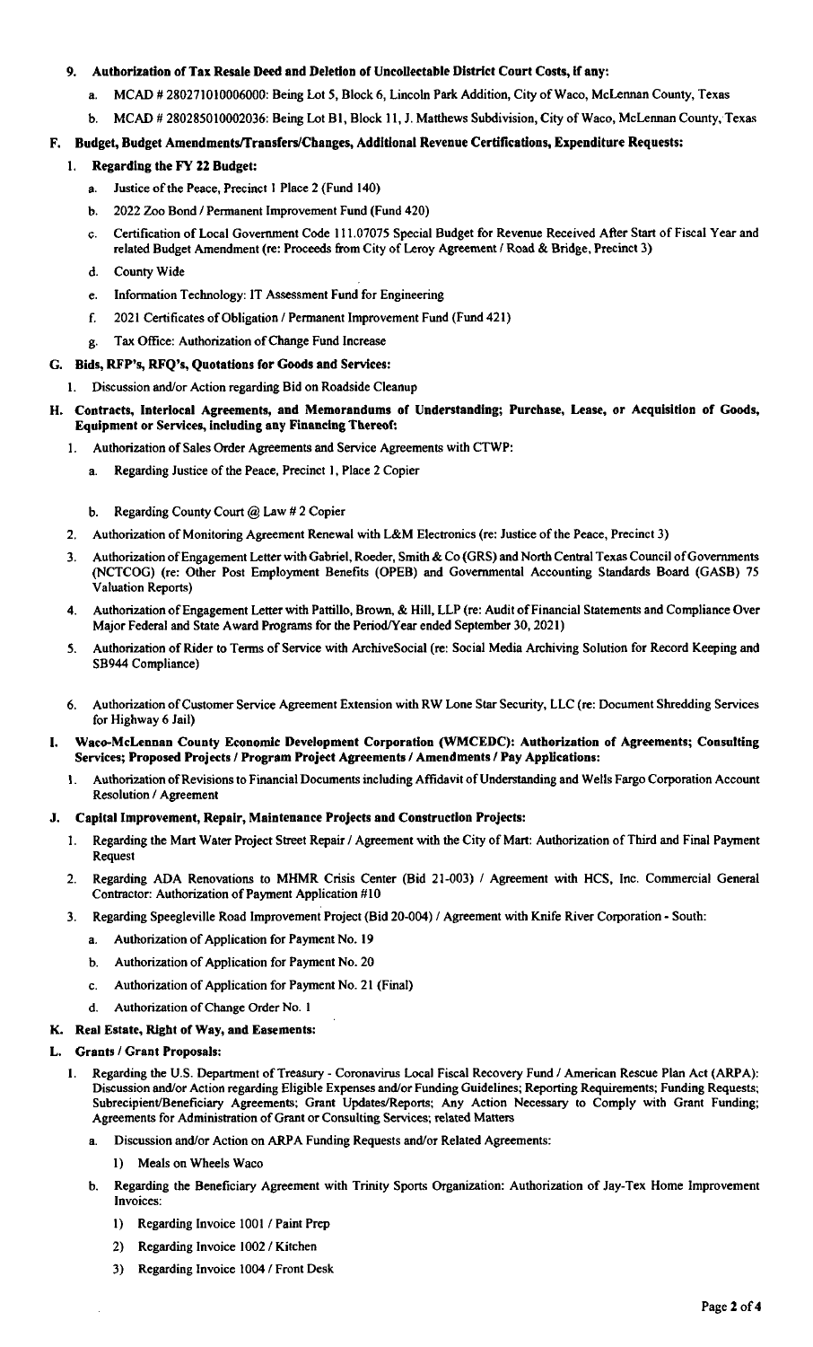9. **Authorization of Tax Resale Deed and Deletion of Uncollectable District Court Costs, if any:**
   - a. MCAD # 280271010006000: Being Lot 5, Block 6, Lincoln Park Addition, City of Waco, McLennan County, Texas
   - b. MCAD # 280285010002036: Being Lot B1, Block 11, J. Matthews Subdivision, City of Waco, McLennan County, Texas

**F. Budget, Budget Amendments/Transfers/Changes, Additional Revenue Certifications, Expenditure Requests:**

1. **Regarding the FY 22 Budget:**
   - a. Justice of the Peace, Precinct 1 Place 2 (Fund 140)
   - b. 2022 Zoo Bond / Permanent Improvement Fund (Fund 420)
   - c. Certification of Local Government Code 111.07075 Special Budget for Revenue Received After Start of Fiscal Year and related Budget Amendment (re: Proceeds from City of Leroy Agreement / Road & Bridge, Precinct 3)
   - d. County Wide
   - e. Information Technology: IT Assessment Fund for Engineering
   - f. 2021 Certificates of Obligation / Permanent Improvement Fund (Fund 421)
   - g. Tax Office: Authorization of Change Fund Increase

**G. Bids, RFP's, RFQ's, Quotations for Goods and Services:**

1. Discussion and/or Action regarding Bid on Roadside Cleanup

**H. Contracts, Interlocal Agreements, and Memorandums of Understanding; Purchase, Lease, or Acquisition of Goods, Equipment or Services, including any Financing Thereof:**

1. Authorization of Sales Order Agreements and Service Agreements with CTWP:
   - a. Regarding Justice of the Peace, Precinct 1, Place 2 Copier
   - b. Regarding County Court @ Law # 2 Copier
2. Authorization of Monitoring Agreement Renewal with L&M Electronics (re: Justice of the Peace, Precinct 3)
3. Authorization of Engagement Letter with Gabriel, Roeder, Smith & Co (GRS) and North Central Texas Council of Governments (NCTCOG) (re: Other Post Employment Benefits (OPEB) and Governmental Accounting Standards Board (GASB) 75 Valuation Reports)
4. Authorization of Engagement Letter with Pattillo, Brown, & Hill, LLP (re: Audit of Financial Statements and Compliance Over Major Federal and State Award Programs for the Period/Year ended September 30, 2021)
5. Authorization of Rider to Terms of Service with ArchiveSocial (re: Social Media Archiving Solution for Record Keeping and SB944 Compliance)
6. Authorization of Customer Service Agreement Extension with RW Lone Star Security, LLC (re: Document Shredding Services for Highway 6 Jail)

**I. Waco-McLennan County Economic Development Corporation (WMCEDC): Authorization of Agreements; Consulting Services; Proposed Projects / Program Project Agreements / Amendments / Pay Applications:**

1. Authorization of Revisions to Financial Documents including Affidavit of Understanding and Wells Fargo Corporation Account Resolution / Agreement

**J. Capital Improvement, Repair, Maintenance Projects and Construction Projects:**

1. Regarding the Mart Water Project Street Repair / Agreement with the City of Mart: Authorization of Third and Final Payment Request
2. Regarding ADA Renovations to MHMR Crisis Center (Bid 21-003) / Agreement with HCS, Inc. Commercial General Contractor: Authorization of Payment Application #10
3. Regarding Speegleville Road Improvement Project (Bid 20-004) / Agreement with Knife River Corporation - South:
   - a. Authorization of Application for Payment No. 19
   - b. Authorization of Application for Payment No. 20
   - c. Authorization of Application for Payment No. 21 (Final)
   - d. Authorization of Change Order No. 1

**K. Real Estate, Right of Way, and Easements:**

**L. Grants / Grant Proposals:**

1. Regarding the U.S. Department of Treasury - Coronavirus Local Fiscal Recovery Fund / American Rescue Plan Act (ARPA): Discussion and/or Action regarding Eligible Expenses and/or Funding Guidelines; Reporting Requirements; Funding Requests; Subrecipient/Beneficiary Agreements; Grant Updates/Reports; Any Action Necessary to Comply with Grant Funding; Agreements for Administration of Grant or Consulting Services; related Matters
   - a. Discussion and/or Action on ARPA Funding Requests and/or Related Agreements:
     - 1) Meals on Wheels Waco
   - b. Regarding the Beneficiary Agreement with Trinity Sports Organization: Authorization of Jay-Tex Home Improvement Invoices:
     - 1) Regarding Invoice 1001 / Paint Prep
     - 2) Regarding Invoice 1002 / Kitchen
     - 3) Regarding Invoice 1004 / Front Desk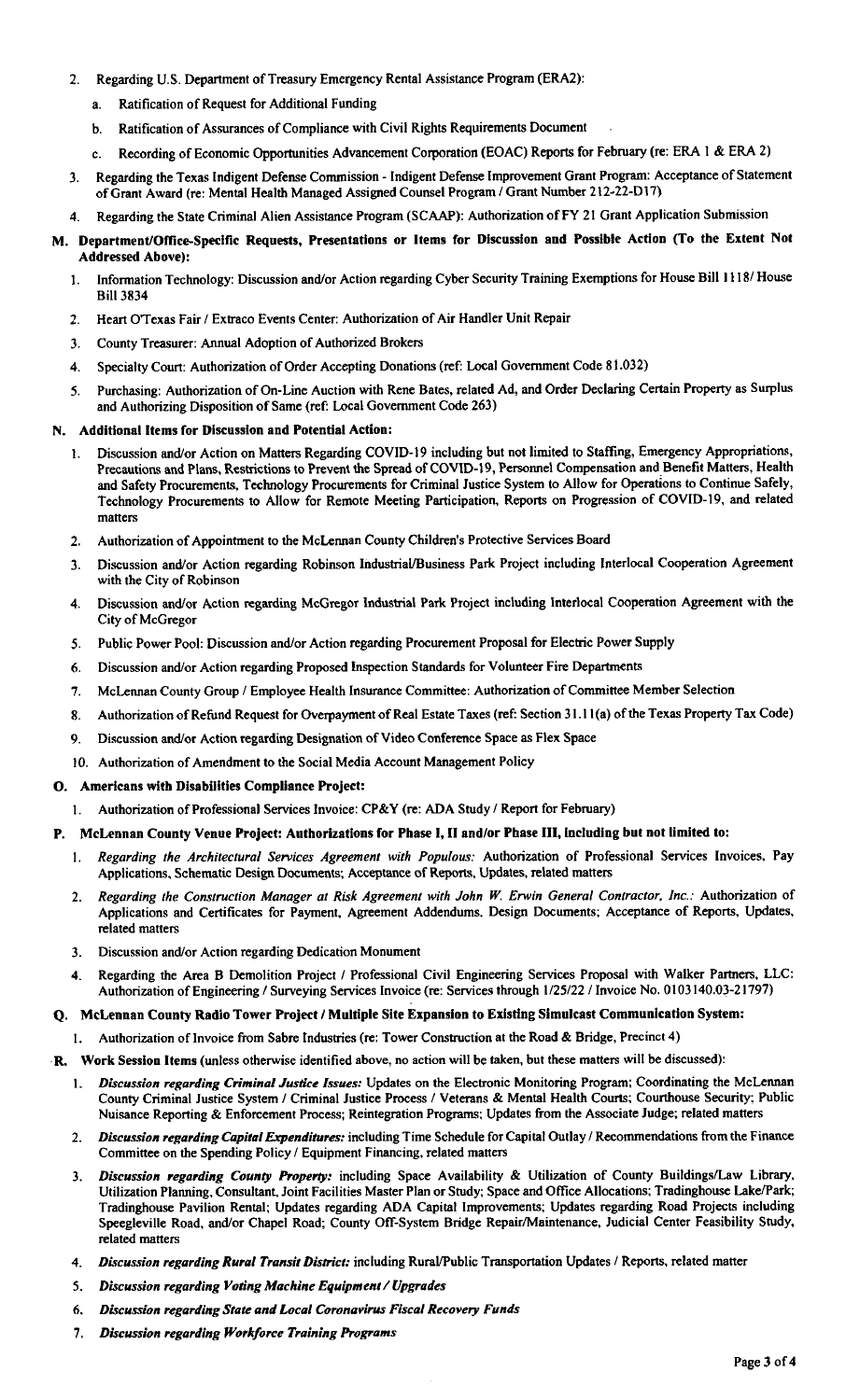2. Regarding U.S. Department of Treasury Emergency Rental Assistance Program (ERA2):
   a. Ratification of Request for Additional Funding
   b. Ratification of Assurances of Compliance with Civil Rights Requirements Document
   c. Recording of Economic Opportunities Advancement Corporation (EOAC) Reports for February (re: ERA 1 & ERA 2)
3. Regarding the Texas Indigent Defense Commission - Indigent Defense Improvement Grant Program: Acceptance of Statement of Grant Award (re: Mental Health Managed Assigned Counsel Program / Grant Number 212-22-D17)
4. Regarding the State Criminal Alien Assistance Program (SCAAP): Authorization of FY 21 Grant Application Submission

**M. Department/Office-Specific Requests, Presentations or Items for Discussion and Possible Action (To the Extent Not Addressed Above):**

1. Information Technology: Discussion and/or Action regarding Cyber Security Training Exemptions for House Bill 1118/ House Bill 3834
2. Heart O'Texas Fair / Extraco Events Center: Authorization of Air Handler Unit Repair
3. County Treasurer: Annual Adoption of Authorized Brokers
4. Specialty Court: Authorization of Order Accepting Donations (ref: Local Government Code 81.032)
5. Purchasing: Authorization of On-Line Auction with Rene Bates, related Ad, and Order Declaring Certain Property as Surplus and Authorizing Disposition of Same (ref: Local Government Code 263)

**N. Additional Items for Discussion and Potential Action:**

1. Discussion and/or Action on Matters Regarding COVID-19 including but not limited to Staffing, Emergency Appropriations, Precautions and Plans, Restrictions to Prevent the Spread of COVID-19, Personnel Compensation and Benefit Matters, Health and Safety Procurements, Technology Procurements for Criminal Justice System to Allow for Operations to Continue Safely, Technology Procurements to Allow for Remote Meeting Participation, Reports on Progression of COVID-19, and related matters
2. Authorization of Appointment to the McLennan County Children's Protective Services Board
3. Discussion and/or Action regarding Robinson Industrial/Business Park Project including Interlocal Cooperation Agreement with the City of Robinson
4. Discussion and/or Action regarding McGregor Industrial Park Project including Interlocal Cooperation Agreement with the City of McGregor
5. Public Power Pool: Discussion and/or Action regarding Procurement Proposal for Electric Power Supply
6. Discussion and/or Action regarding Proposed Inspection Standards for Volunteer Fire Departments
7. McLennan County Group / Employee Health Insurance Committee: Authorization of Committee Member Selection
8. Authorization of Refund Request for Overpayment of Real Estate Taxes (ref: Section 31.11(a) of the Texas Property Tax Code)
9. Discussion and/or Action regarding Designation of Video Conference Space as Flex Space
10. Authorization of Amendment to the Social Media Account Management Policy

**O. Americans with Disabilities Compliance Project:**

1. Authorization of Professional Services Invoice: CP&Y (re: ADA Study / Report for February)

**P. McLennan County Venue Project: Authorizations for Phase I, II and/or Phase III, including but not limited to:**

1. *Regarding the Architectural Services Agreement with Populous:* Authorization of Professional Services Invoices, Pay Applications, Schematic Design Documents; Acceptance of Reports, Updates, related matters
2. *Regarding the Construction Manager at Risk Agreement with John W. Erwin General Contractor, Inc.:* Authorization of Applications and Certificates for Payment, Agreement Addendums, Design Documents; Acceptance of Reports, Updates, related matters
3. Discussion and/or Action regarding Dedication Monument
4. Regarding the Area B Demolition Project / Professional Civil Engineering Services Proposal with Walker Partners, LLC: Authorization of Engineering / Surveying Services Invoice (re: Services through 1/25/22 / Invoice No. 0103140.03-21797)

**Q. McLennan County Radio Tower Project / Multiple Site Expansion to Existing Simulcast Communication System:**

1. Authorization of Invoice from Sabre Industries (re: Tower Construction at the Road & Bridge, Precinct 4)

**R. Work Session Items** (unless otherwise identified above, no action will be taken, but these matters will be discussed):

1. ***Discussion regarding Criminal Justice Issues:*** Updates on the Electronic Monitoring Program; Coordinating the McLennan County Criminal Justice System / Criminal Justice Process / Veterans & Mental Health Courts; Courthouse Security; Public Nuisance Reporting & Enforcement Process; Reintegration Programs; Updates from the Associate Judge; related matters
2. ***Discussion regarding Capital Expenditures:*** including Time Schedule for Capital Outlay / Recommendations from the Finance Committee on the Spending Policy / Equipment Financing, related matters
3. ***Discussion regarding County Property:*** including Space Availability & Utilization of County Buildings/Law Library, Utilization Planning, Consultant, Joint Facilities Master Plan or Study; Space and Office Allocations; Tradinghouse Lake/Park; Tradinghouse Pavilion Rental; Updates regarding ADA Capital Improvements; Updates regarding Road Projects including Speegleville Road, and/or Chapel Road; County Off-System Bridge Repair/Maintenance, Judicial Center Feasibility Study, related matters
4. ***Discussion regarding Rural Transit District:*** including Rural/Public Transportation Updates / Reports, related matter
5. ***Discussion regarding Voting Machine Equipment / Upgrades***
6. ***Discussion regarding State and Local Coronavirus Fiscal Recovery Funds***
7. ***Discussion regarding Workforce Training Programs***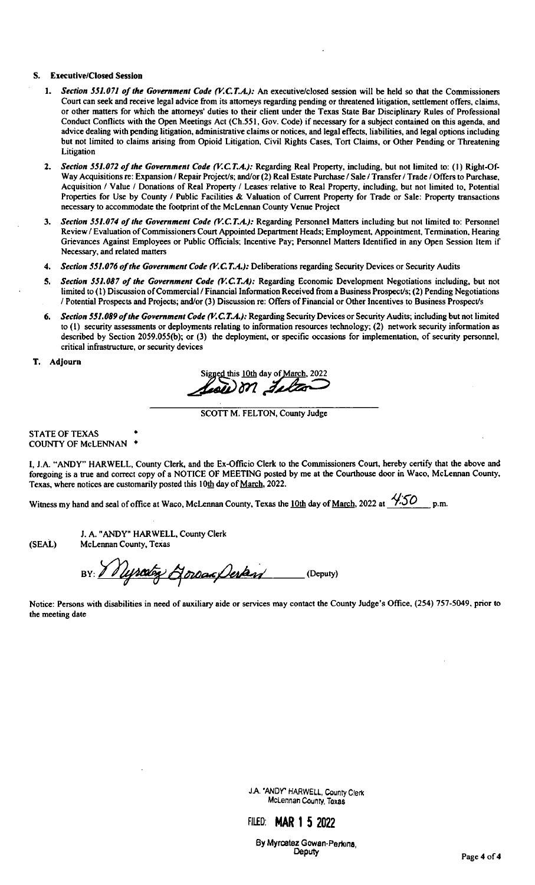## S. Executive/Closed Session

1. ***Section 551.071 of the Government Code (V.C.T.A.):*** An executive/closed session will be held so that the Commissioners Court can seek and receive legal advice from its attorneys regarding pending or threatened litigation, settlement offers, claims, or other matters for which the attorneys' duties to their client under the Texas State Bar Disciplinary Rules of Professional Conduct Conflicts with the Open Meetings Act (Ch.551, Gov. Code) if necessary for a subject contained on this agenda, and advice dealing with pending litigation, administrative claims or notices, and legal effects, liabilities, and legal options including but not limited to claims arising from Opioid Litigation, Civil Rights Cases, Tort Claims, or Other Pending or Threatening Litigation

2. ***Section 551.072 of the Government Code (V.C.T.A.):*** Regarding Real Property, including, but not limited to: (1) Right-Of-Way Acquisitions re: Expansion / Repair Project/s; and/or (2) Real Estate Purchase / Sale / Transfer / Trade / Offers to Purchase, Acquisition / Value / Donations of Real Property / Leases relative to Real Property, including, but not limited to, Potential Properties for Use by County / Public Facilities & Valuation of Current Property for Trade or Sale: Property transactions necessary to accommodate the footprint of the McLennan County Venue Project

3. ***Section 551.074 of the Government Code (V.C.T.A.):*** Regarding Personnel Matters including but not limited to: Personnel Review / Evaluation of Commissioners Court Appointed Department Heads; Employment, Appointment, Termination, Hearing Grievances Against Employees or Public Officials; Incentive Pay; Personnel Matters Identified in any Open Session Item if Necessary, and related matters

4. ***Section 551.076 of the Government Code (V.C.T.A.):*** Deliberations regarding Security Devices or Security Audits

5. ***Section 551.087 of the Government Code (V.C.T.A):*** Regarding Economic Development Negotiations including, but not limited to (1) Discussion of Commercial / Financial Information Received from a Business Prospect/s; (2) Pending Negotiations / Potential Prospects and Projects; and/or (3) Discussion re: Offers of Financial or Other Incentives to Business Prospect/s

6. ***Section 551.089 of the Government Code (V.C.T.A.):*** Regarding Security Devices or Security Audits; including but not limited to (1) security assessments or deployments relating to information resources technology; (2) network security information as described by Section 2059.055(b); or (3) the deployment, or specific occasions for implementation, of security personnel, critical infrastructure, or security devices

## T. Adjourn

Signed this 10th day of March, 2022

*[signature]*

SCOTT M. FELTON, County Judge

STATE OF TEXAS *
COUNTY OF McLENNAN *

I, J.A. "ANDY" HARWELL, County Clerk, and the Ex-Officio Clerk to the Commissioners Court, hereby certify that the above and foregoing is a true and correct copy of a NOTICE OF MEETING posted by me at the Courthouse door in Waco, McLennan County, Texas, where notices are customarily posted this 10th day of March, 2022.

Witness my hand and seal of office at Waco, McLennan County, Texas the 10th day of March, 2022 at 4:50 p.m.

(SEAL)

J. A. "ANDY" HARWELL, County Clerk
McLennan County, Texas

BY: *Myrcetez Gowan Perkins* (Deputy)

Notice: Persons with disabilities in need of auxiliary aide or services may contact the County Judge's Office, (254) 757-5049, prior to the meeting date

J.A. "ANDY" HARWELL, County Clerk
McLennan County, Texas

FILED: **MAR 15 2022**

By Myrcetez Gowan-Perkins, Deputy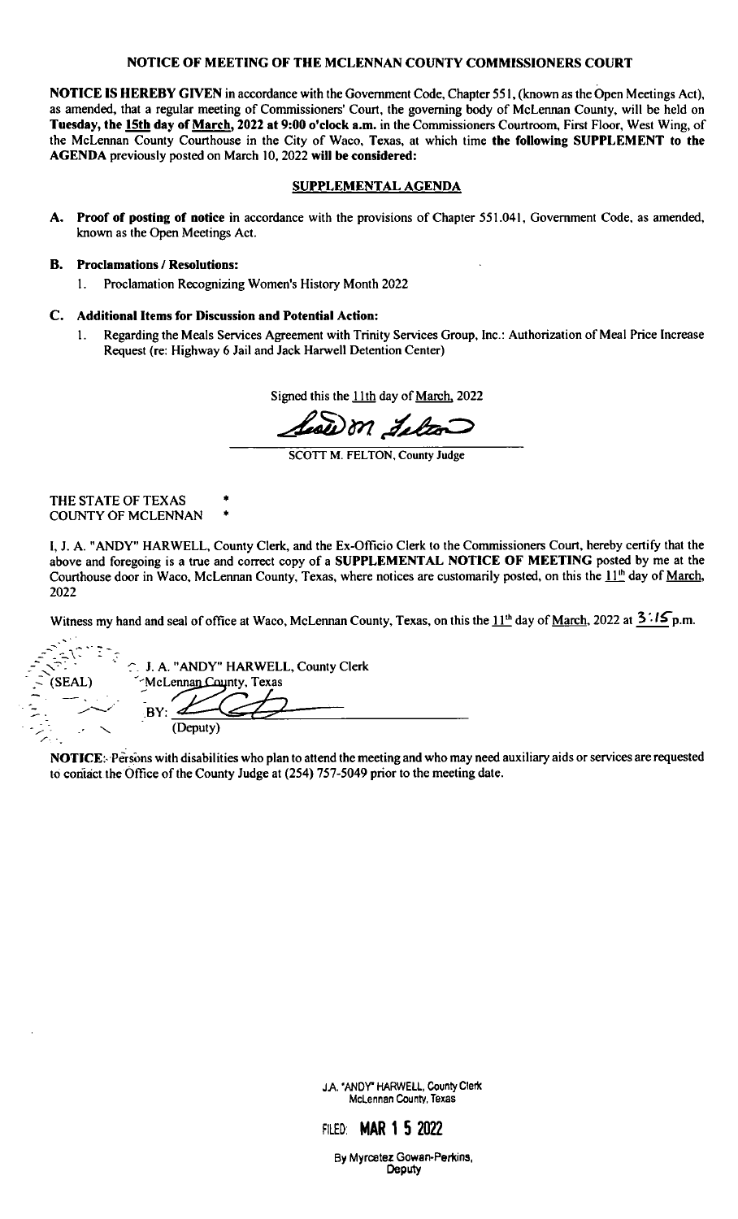# NOTICE OF MEETING OF THE MCLENNAN COUNTY COMMISSIONERS COURT

**NOTICE IS HEREBY GIVEN** in accordance with the Government Code, Chapter 551, (known as the Open Meetings Act), as amended, that a regular meeting of Commissioners' Court, the governing body of McLennan County, will be held on **Tuesday, the 15th day of March, 2022 at 9:00 o'clock a.m.** in the Commissioners Courtroom, First Floor, West Wing, of the McLennan County Courthouse in the City of Waco, Texas, at which time **the following SUPPLEMENT to the AGENDA** previously posted on March 10, 2022 **will be considered:**

## SUPPLEMENTAL AGENDA

**A. Proof of posting of notice** in accordance with the provisions of Chapter 551.041, Government Code, as amended, known as the Open Meetings Act.

**B. Proclamations / Resolutions:**

1. Proclamation Recognizing Women's History Month 2022

**C. Additional Items for Discussion and Potential Action:**

1. Regarding the Meals Services Agreement with Trinity Services Group, Inc.: Authorization of Meal Price Increase Request (re: Highway 6 Jail and Jack Harwell Detention Center)

Signed this the 11th day of March, 2022

Scott M. Felton

SCOTT M. FELTON, County Judge

THE STATE OF TEXAS *
COUNTY OF MCLENNAN *

I, J. A. "ANDY" HARWELL, County Clerk, and the Ex-Officio Clerk to the Commissioners Court, hereby certify that the above and foregoing is a true and correct copy of a **SUPPLEMENTAL NOTICE OF MEETING** posted by me at the Courthouse door in Waco, McLennan County, Texas, where notices are customarily posted, on this the 11th day of March, 2022

Witness my hand and seal of office at Waco, McLennan County, Texas, on this the 11th day of March, 2022 at 3:15 p.m.

(SEAL)

J. A. "ANDY" HARWELL, County Clerk
McLennan County, Texas

BY: ______________________
(Deputy)

**NOTICE:** Persons with disabilities who plan to attend the meeting and who may need auxiliary aids or services are requested to contact the Office of the County Judge at (254) 757-5049 prior to the meeting date.

J.A. "ANDY" HARWELL, County Clerk
McLennan County, Texas

FILED: **MAR 15 2022**

By Myrcetez Gowan-Perkins, Deputy